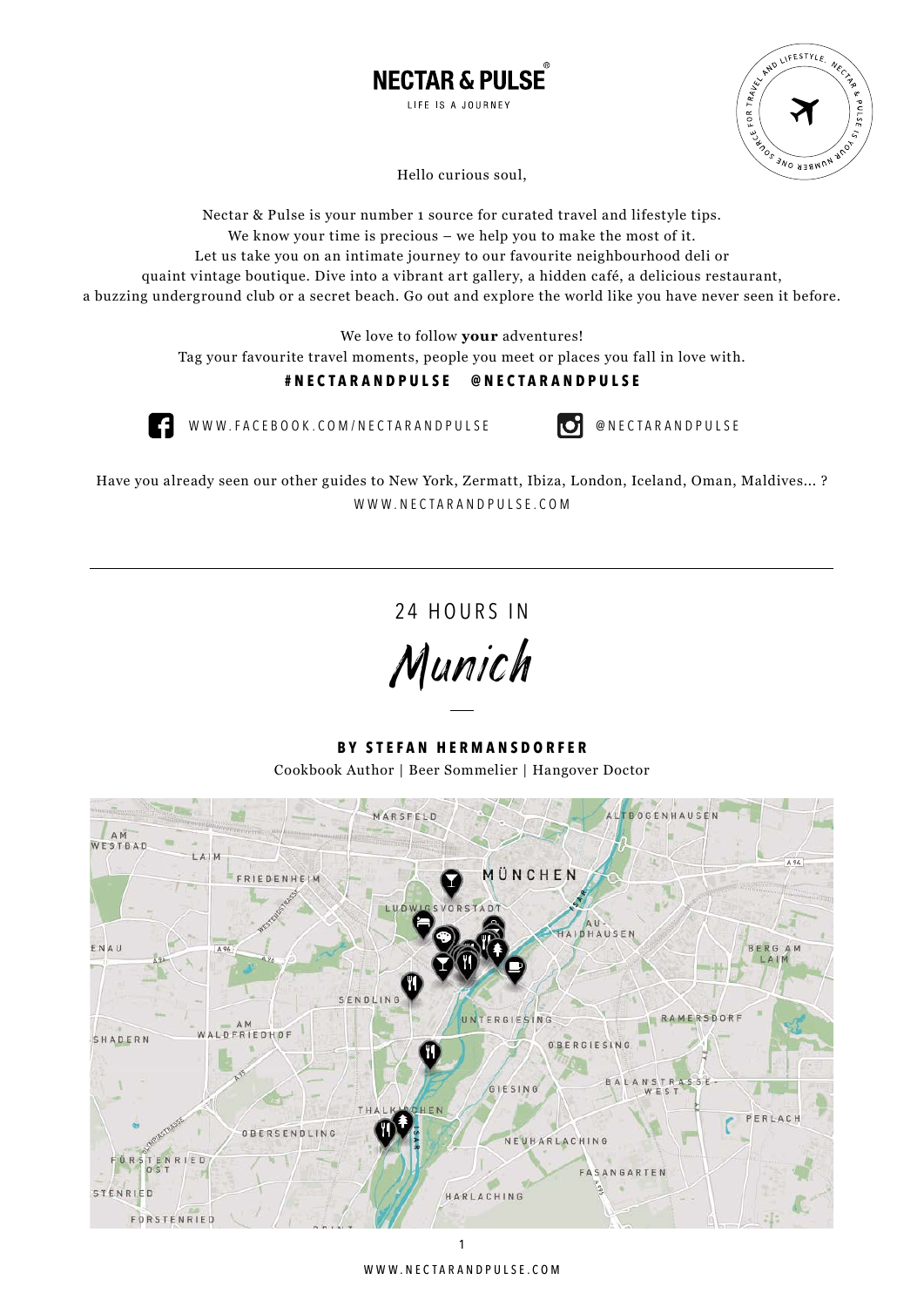# NECTAR & PULSE®

LIFE IS A JOURNEY

Hello curious soul,

Nectar & Pulse is your number 1 source for curated travel and lifestyle tips.
We know your time is precious – we help you to make the most of it.
Let us take you on an intimate journey to our favourite neighbourhood deli or
quaint vintage boutique. Dive into a vibrant art gallery, a hidden café, a delicious restaurant,
a buzzing underground club or a secret beach. Go out and explore the world like you have never seen it before.

We love to follow **your** adventures!
Tag your favourite travel moments, people you meet or places you fall in love with.

**#NECTARANDPULSE @NECTARANDPULSE**

WWW.FACEBOOK.COM/NECTARANDPULSE

@NECTARANDPULSE

Have you already seen our other guides to New York, Zermatt, Ibiza, London, Iceland, Oman, Maldives... ?
WWW.NECTARANDPULSE.COM

---

## 24 HOURS IN

# *Munich*

**BY STEFAN HERMANSDORFER**

Cookbook Author | Beer Sommelier | Hangover Doctor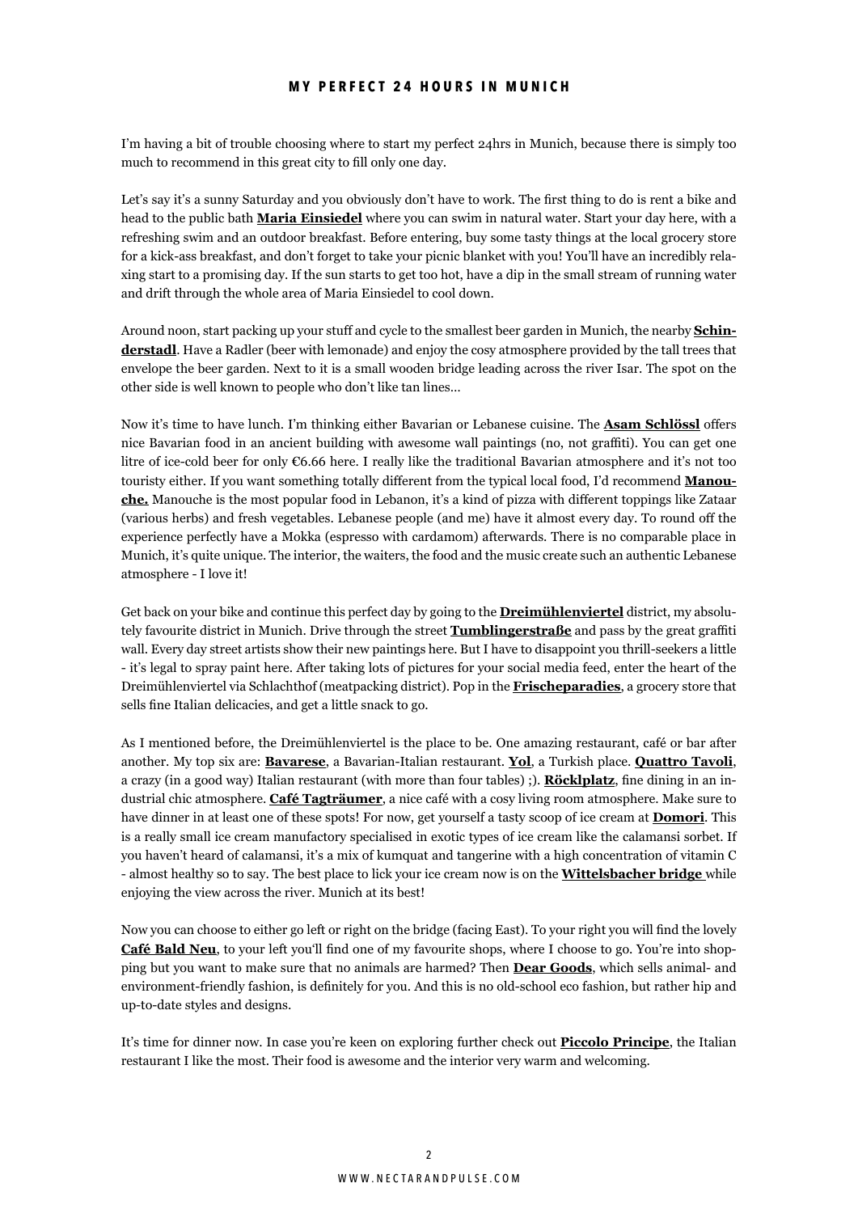# MY PERFECT 24 HOURS IN MUNICH

I'm having a bit of trouble choosing where to start my perfect 24hrs in Munich, because there is simply too much to recommend in this great city to fill only one day.

Let's say it's a sunny Saturday and you obviously don't have to work. The first thing to do is rent a bike and head to the public bath **Maria Einsiedel** where you can swim in natural water. Start your day here, with a refreshing swim and an outdoor breakfast. Before entering, buy some tasty things at the local grocery store for a kick-ass breakfast, and don't forget to take your picnic blanket with you! You'll have an incredibly relaxing start to a promising day. If the sun starts to get too hot, have a dip in the small stream of running water and drift through the whole area of Maria Einsiedel to cool down.

Around noon, start packing up your stuff and cycle to the smallest beer garden in Munich, the nearby **Schinderstadl**. Have a Radler (beer with lemonade) and enjoy the cosy atmosphere provided by the tall trees that envelope the beer garden. Next to it is a small wooden bridge leading across the river Isar. The spot on the other side is well known to people who don't like tan lines...

Now it's time to have lunch. I'm thinking either Bavarian or Lebanese cuisine. The **Asam Schlössl** offers nice Bavarian food in an ancient building with awesome wall paintings (no, not graffiti). You can get one litre of ice-cold beer for only €6.66 here. I really like the traditional Bavarian atmosphere and it's not too touristy either. If you want something totally different from the typical local food, I'd recommend **Manouche.** Manouche is the most popular food in Lebanon, it's a kind of pizza with different toppings like Zataar (various herbs) and fresh vegetables. Lebanese people (and me) have it almost every day. To round off the experience perfectly have a Mokka (espresso with cardamom) afterwards. There is no comparable place in Munich, it's quite unique. The interior, the waiters, the food and the music create such an authentic Lebanese atmosphere - I love it!

Get back on your bike and continue this perfect day by going to the **Dreimühlenviertel** district, my absolutely favourite district in Munich. Drive through the street **Tumblingerstraße** and pass by the great graffiti wall. Every day street artists show their new paintings here. But I have to disappoint you thrill-seekers a little - it's legal to spray paint here. After taking lots of pictures for your social media feed, enter the heart of the Dreimühlenviertel via Schlachthof (meatpacking district). Pop in the **Frischeparadies**, a grocery store that sells fine Italian delicacies, and get a little snack to go.

As I mentioned before, the Dreimühlenviertel is the place to be. One amazing restaurant, café or bar after another. My top six are: **Bavarese**, a Bavarian-Italian restaurant. **Yol**, a Turkish place. **Quattro Tavoli**, a crazy (in a good way) Italian restaurant (with more than four tables) ;). **Röcklplatz**, fine dining in an industrial chic atmosphere. **Café Tagträumer**, a nice café with a cosy living room atmosphere. Make sure to have dinner in at least one of these spots! For now, get yourself a tasty scoop of ice cream at **Domori**. This is a really small ice cream manufactory specialised in exotic types of ice cream like the calamansi sorbet. If you haven't heard of calamansi, it's a mix of kumquat and tangerine with a high concentration of vitamin C - almost healthy so to say. The best place to lick your ice cream now is on the **Wittelsbacher bridge** while enjoying the view across the river. Munich at its best!

Now you can choose to either go left or right on the bridge (facing East). To your right you will find the lovely **Café Bald Neu**, to your left you'll find one of my favourite shops, where I choose to go. You're into shopping but you want to make sure that no animals are harmed? Then **Dear Goods**, which sells animal- and environment-friendly fashion, is definitely for you. And this is no old-school eco fashion, but rather hip and up-to-date styles and designs.

It's time for dinner now. In case you're keen on exploring further check out **Piccolo Principe**, the Italian restaurant I like the most. Their food is awesome and the interior very warm and welcoming.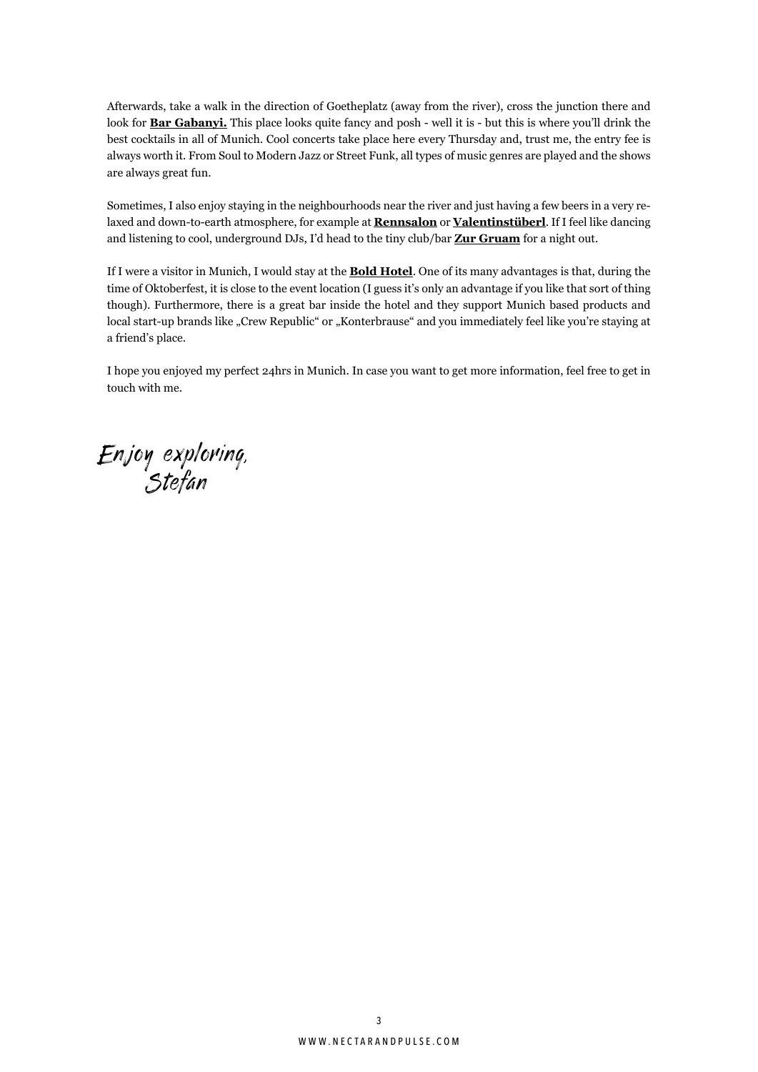Afterwards, take a walk in the direction of Goetheplatz (away from the river), cross the junction there and look for **Bar Gabanyi.** This place looks quite fancy and posh - well it is - but this is where you'll drink the best cocktails in all of Munich. Cool concerts take place here every Thursday and, trust me, the entry fee is always worth it. From Soul to Modern Jazz or Street Funk, all types of music genres are played and the shows are always great fun.

Sometimes, I also enjoy staying in the neighbourhoods near the river and just having a few beers in a very relaxed and down-to-earth atmosphere, for example at **Rennsalon** or **Valentinstüberl**. If I feel like dancing and listening to cool, underground DJs, I'd head to the tiny club/bar **Zur Gruam** for a night out.

If I were a visitor in Munich, I would stay at the **Bold Hotel**. One of its many advantages is that, during the time of Oktoberfest, it is close to the event location (I guess it's only an advantage if you like that sort of thing though). Furthermore, there is a great bar inside the hotel and they support Munich based products and local start-up brands like „Crew Republic" or „Konterbrause" and you immediately feel like you're staying at a friend's place.

I hope you enjoyed my perfect 24hrs in Munich. In case you want to get more information, feel free to get in touch with me.

*Enjoy exploring,*
*Stefan*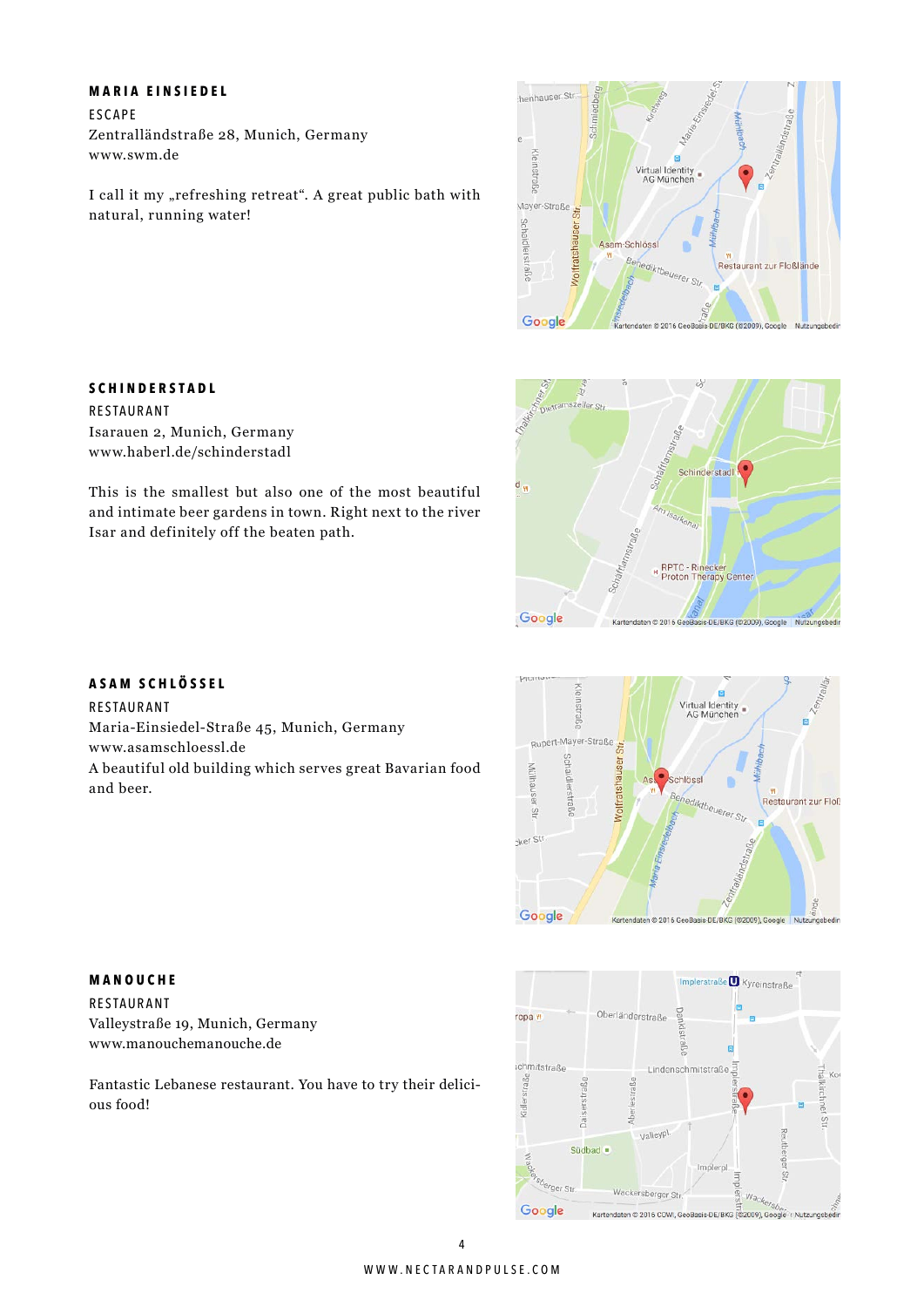### MARIA EINSIEDEL

ESCAPE

Zentralländstraße 28, Munich, Germany
www.swm.de

I call it my „refreshing retreat". A great public bath with natural, running water!

### SCHINDERSTADL

RESTAURANT

Isarauen 2, Munich, Germany
www.haberl.de/schinderstadl

This is the smallest but also one of the most beautiful and intimate beer gardens in town. Right next to the river Isar and definitely off the beaten path.

### ASAM SCHLÖSSEL

RESTAURANT

Maria-Einsiedel-Straße 45, Munich, Germany
www.asamschloessl.de
A beautiful old building which serves great Bavarian food and beer.

### MANOUCHE

RESTAURANT

Valleystraße 19, Munich, Germany
www.manouchemanouche.de

Fantastic Lebanese restaurant. You have to try their delicious food!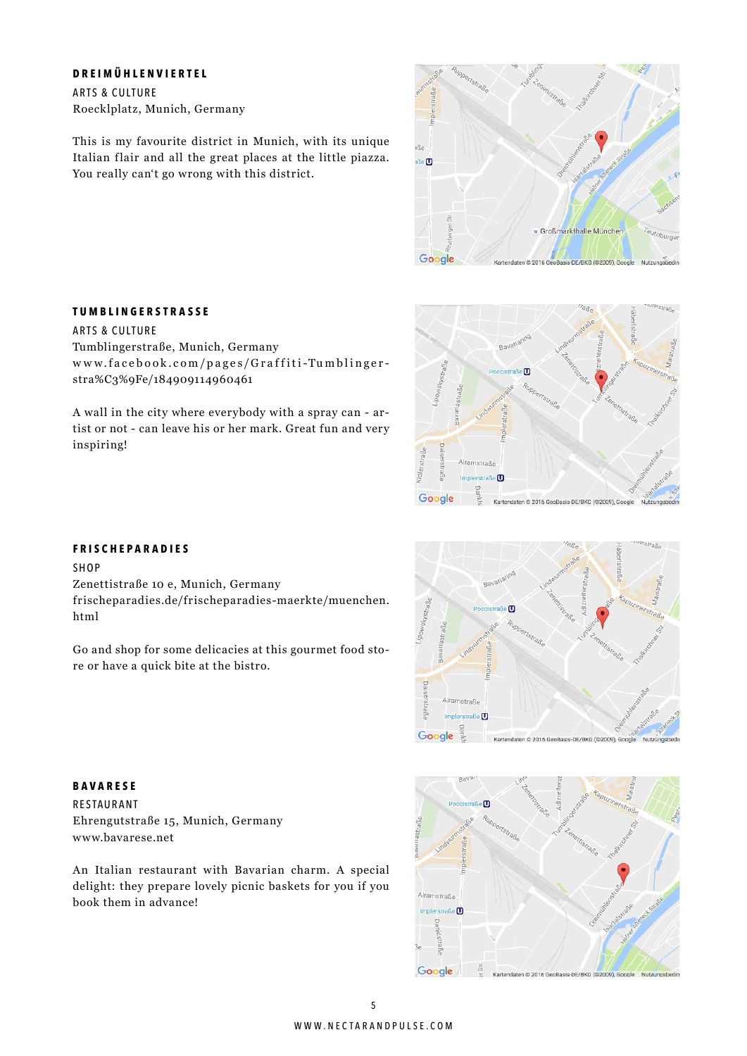## DREIMÜHLENVIERTEL

ARTS & CULTURE

Roecklplatz, Munich, Germany

This is my favourite district in Munich, with its unique Italian flair and all the great places at the little piazza. You really can't go wrong with this district.

## TUMBLINGERSTRASSE

ARTS & CULTURE

Tumblingerstraße, Munich, Germany

www.facebook.com/pages/Graffiti-Tumblinger-stra%C3%9Fe/184909114960461

A wall in the city where everybody with a spray can - artist or not - can leave his or her mark. Great fun and very inspiring!

## FRISCHEPARADIES

SHOP

Zenettistraße 10 e, Munich, Germany

frischeparadies.de/frischeparadies-maerkte/muenchen.html

Go and shop for some delicacies at this gourmet food store or have a quick bite at the bistro.

## BAVARESE

RESTAURANT

Ehrengutstraße 15, Munich, Germany

www.bavarese.net

An Italian restaurant with Bavarian charm. A special delight: they prepare lovely picnic baskets for you if you book them in advance!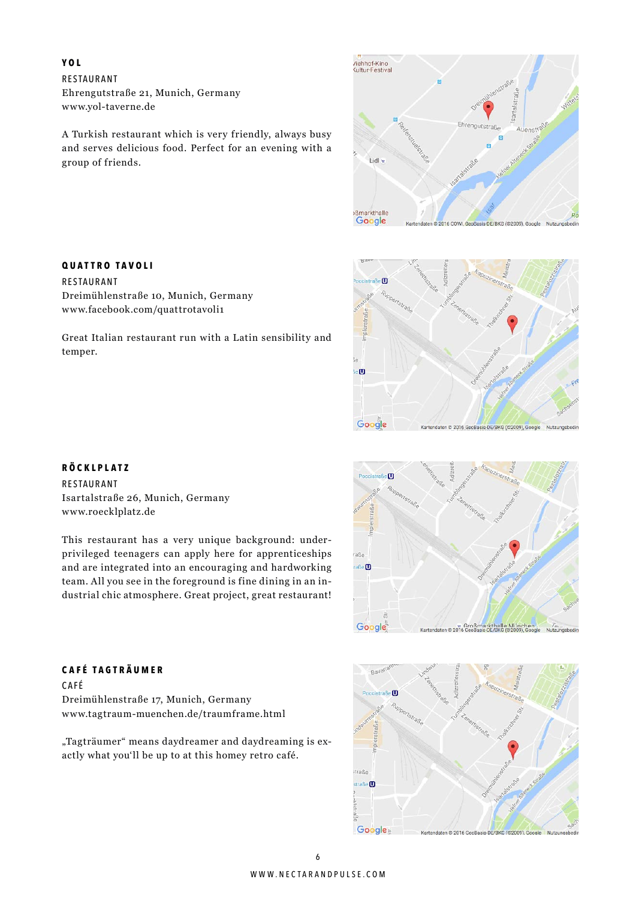### YOL

RESTAURANT
Ehrengutstraße 21, Munich, Germany
www.yol-taverne.de

A Turkish restaurant which is very friendly, always busy and serves delicious food. Perfect for an evening with a group of friends.

### QUATTRO TAVOLI

RESTAURANT
Dreimühlenstraße 10, Munich, Germany
www.facebook.com/quattrotavoli1

Great Italian restaurant run with a Latin sensibility and temper.

### RÖCKLPLATZ

RESTAURANT
Isartalstraße 26, Munich, Germany
www.roecklplatz.de

This restaurant has a very unique background: underprivileged teenagers can apply here for apprenticeships and are integrated into an encouraging and hardworking team. All you see in the foreground is fine dining in an industrial chic atmosphere. Great project, great restaurant!

### CAFÉ TAGTRÄUMER

CAFÉ
Dreimühlenstraße 17, Munich, Germany
www.tagtraum-muenchen.de/traumframe.html

„Tagträumer“ means daydreamer and daydreaming is exactly what you‘ll be up to at this homey retro café.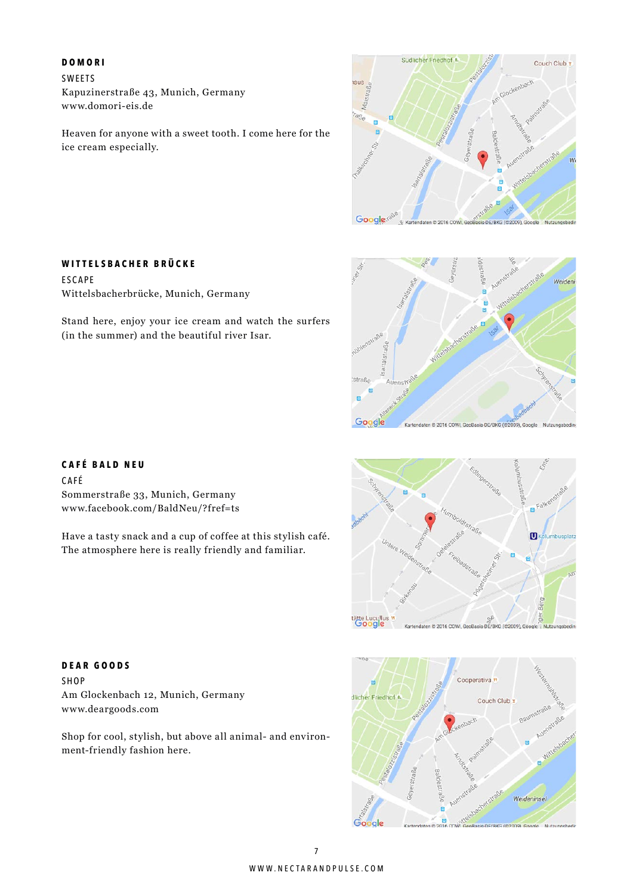### DOMORI

SWEETS

Kapuzinerstraße 43, Munich, Germany
www.domori-eis.de

Heaven for anyone with a sweet tooth. I come here for the ice cream especially.

### WITTELSBACHER BRÜCKE

ESCAPE

Wittelsbacherbrücke, Munich, Germany

Stand here, enjoy your ice cream and watch the surfers (in the summer) and the beautiful river Isar.

### CAFÉ BALD NEU

CAFÉ

Sommerstraße 33, Munich, Germany
www.facebook.com/BaldNeu/?fref=ts

Have a tasty snack and a cup of coffee at this stylish café. The atmosphere here is really friendly and familiar.

### DEAR GOODS

SHOP

Am Glockenbach 12, Munich, Germany
www.deargoods.com

Shop for cool, stylish, but above all animal- and environment-friendly fashion here.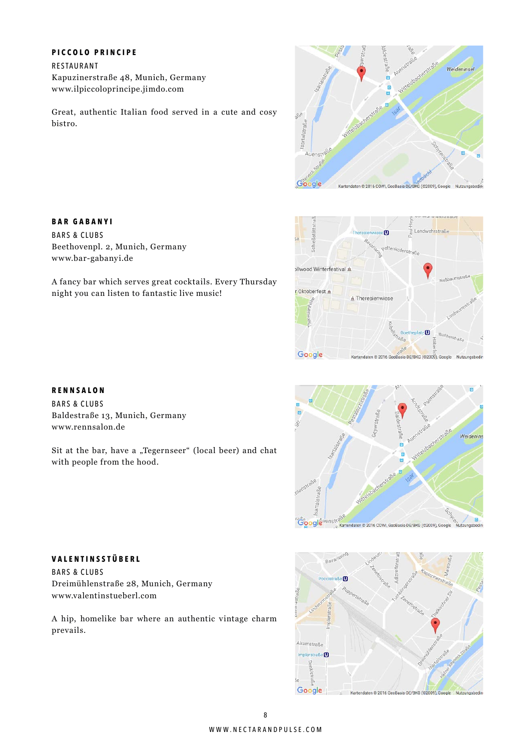## PICCOLO PRINCIPE

RESTAURANT
Kapuzinerstraße 48, Munich, Germany
www.ilpiccoloprincipe.jimdo.com

Great, authentic Italian food served in a cute and cosy bistro.

## BAR GABANYI

BARS & CLUBS
Beethovenpl. 2, Munich, Germany
www.bar-gabanyi.de

A fancy bar which serves great cocktails. Every Thursday night you can listen to fantastic live music!

## RENNSALON

BARS & CLUBS
Baldestraße 13, Munich, Germany
www.rennsalon.de

Sit at the bar, have a „Tegernseer“ (local beer) and chat with people from the hood.

## VALENTINSSTÜBERL

BARS & CLUBS
Dreimühlenstraße 28, Munich, Germany
www.valentinstueberl.com

A hip, homelike bar where an authentic vintage charm prevails.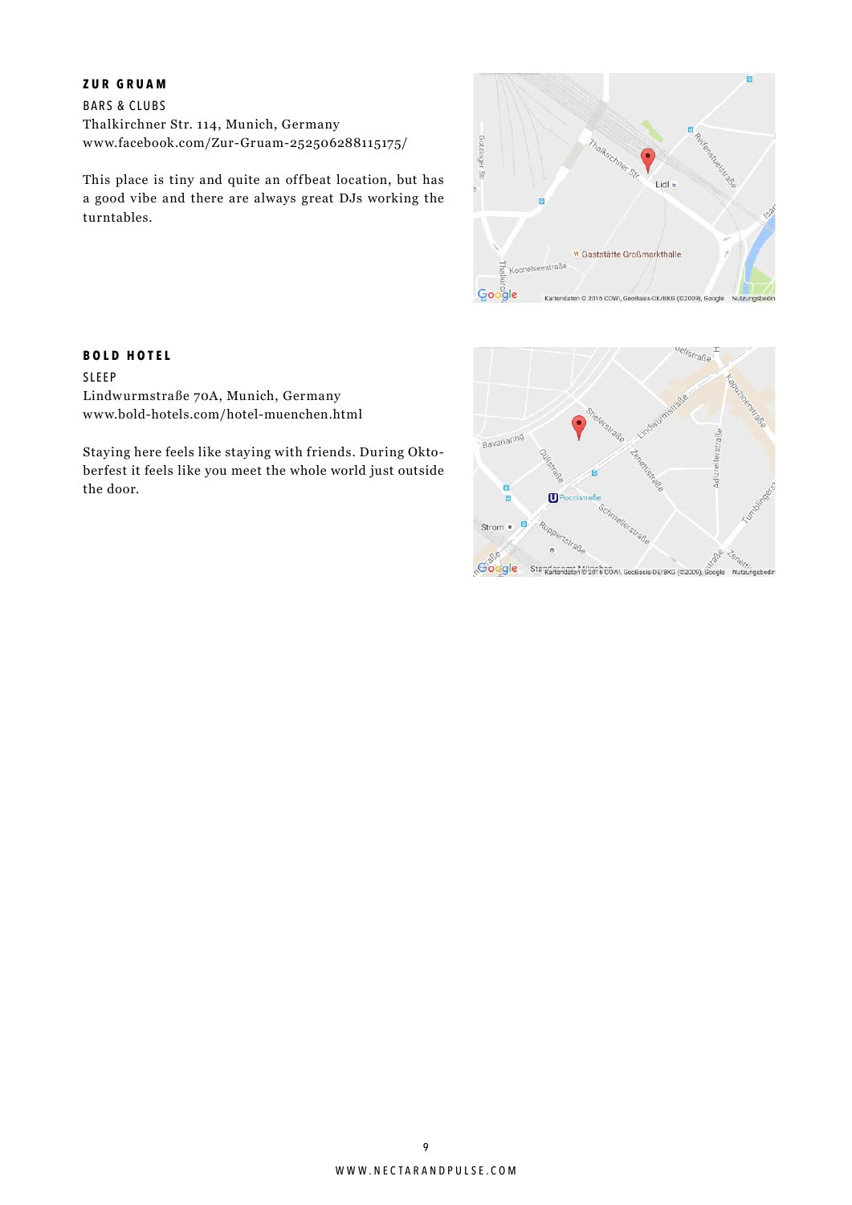## ZUR GRUAM

BARS & CLUBS
Thalkirchner Str. 114, Munich, Germany
www.facebook.com/Zur-Gruam-252506288115175/

This place is tiny and quite an offbeat location, but has a good vibe and there are always great DJs working the turntables.

## BOLD HOTEL

SLEEP
Lindwurmstraße 70A, Munich, Germany
www.bold-hotels.com/hotel-muenchen.html

Staying here feels like staying with friends. During Oktoberfest it feels like you meet the whole world just outside the door.